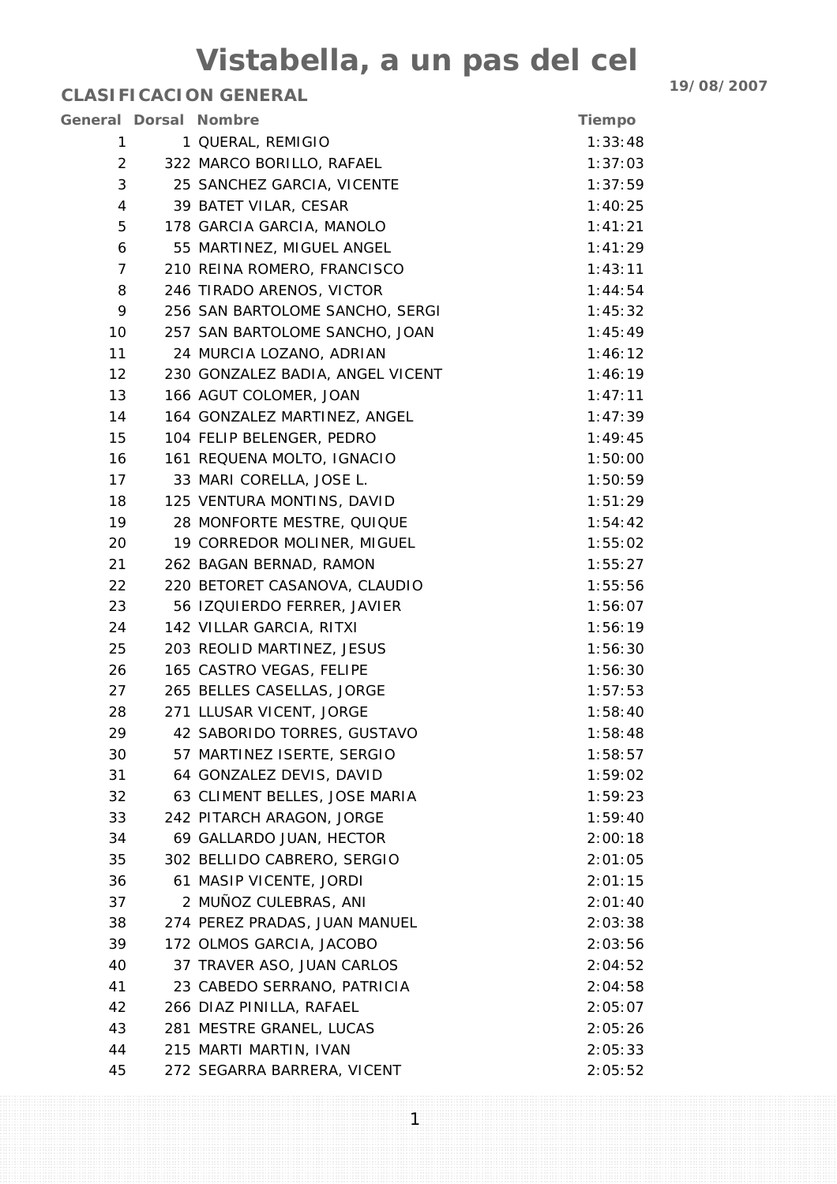# Vistabella, a un pas del cel

**19/08/2007**

**CLASIFICACION GENERAL**

| General | Dorsal | Nombre | Tiempo |
|---|---|---|---|
| 1 | 1 | QUERAL, REMIGIO | 1:33:48 |
| 2 | 322 | MARCO BORILLO, RAFAEL | 1:37:03 |
| 3 | 25 | SANCHEZ GARCIA, VICENTE | 1:37:59 |
| 4 | 39 | BATET VILAR, CESAR | 1:40:25 |
| 5 | 178 | GARCIA GARCIA, MANOLO | 1:41:21 |
| 6 | 55 | MARTINEZ, MIGUEL ANGEL | 1:41:29 |
| 7 | 210 | REINA ROMERO, FRANCISCO | 1:43:11 |
| 8 | 246 | TIRADO ARENOS, VICTOR | 1:44:54 |
| 9 | 256 | SAN BARTOLOME SANCHO, SERGI | 1:45:32 |
| 10 | 257 | SAN BARTOLOME SANCHO, JOAN | 1:45:49 |
| 11 | 24 | MURCIA LOZANO, ADRIAN | 1:46:12 |
| 12 | 230 | GONZALEZ BADIA, ANGEL VICENT | 1:46:19 |
| 13 | 166 | AGUT COLOMER, JOAN | 1:47:11 |
| 14 | 164 | GONZALEZ MARTINEZ, ANGEL | 1:47:39 |
| 15 | 104 | FELIP BELENGER, PEDRO | 1:49:45 |
| 16 | 161 | REQUENA MOLTO, IGNACIO | 1:50:00 |
| 17 | 33 | MARI CORELLA, JOSE L. | 1:50:59 |
| 18 | 125 | VENTURA MONTINS, DAVID | 1:51:29 |
| 19 | 28 | MONFORTE MESTRE, QUIQUE | 1:54:42 |
| 20 | 19 | CORREDOR MOLINER, MIGUEL | 1:55:02 |
| 21 | 262 | BAGAN BERNAD, RAMON | 1:55:27 |
| 22 | 220 | BETORET CASANOVA, CLAUDIO | 1:55:56 |
| 23 | 56 | IZQUIERDO FERRER, JAVIER | 1:56:07 |
| 24 | 142 | VILLAR GARCIA, RITXI | 1:56:19 |
| 25 | 203 | REOLID MARTINEZ, JESUS | 1:56:30 |
| 26 | 165 | CASTRO VEGAS, FELIPE | 1:56:30 |
| 27 | 265 | BELLES CASELLAS, JORGE | 1:57:53 |
| 28 | 271 | LLUSAR VICENT, JORGE | 1:58:40 |
| 29 | 42 | SABORIDO TORRES, GUSTAVO | 1:58:48 |
| 30 | 57 | MARTINEZ ISERTE, SERGIO | 1:58:57 |
| 31 | 64 | GONZALEZ DEVIS, DAVID | 1:59:02 |
| 32 | 63 | CLIMENT BELLES, JOSE MARIA | 1:59:23 |
| 33 | 242 | PITARCH ARAGON, JORGE | 1:59:40 |
| 34 | 69 | GALLARDO JUAN, HECTOR | 2:00:18 |
| 35 | 302 | BELLIDO CABRERO, SERGIO | 2:01:05 |
| 36 | 61 | MASIP VICENTE, JORDI | 2:01:15 |
| 37 | 2 | MUÑOZ CULEBRAS, ANI | 2:01:40 |
| 38 | 274 | PEREZ PRADAS, JUAN MANUEL | 2:03:38 |
| 39 | 172 | OLMOS GARCIA, JACOBO | 2:03:56 |
| 40 | 37 | TRAVER ASO, JUAN CARLOS | 2:04:52 |
| 41 | 23 | CABEDO SERRANO, PATRICIA | 2:04:58 |
| 42 | 266 | DIAZ PINILLA, RAFAEL | 2:05:07 |
| 43 | 281 | MESTRE GRANEL, LUCAS | 2:05:26 |
| 44 | 215 | MARTI MARTIN, IVAN | 2:05:33 |
| 45 | 272 | SEGARRA BARRERA, VICENT | 2:05:52 |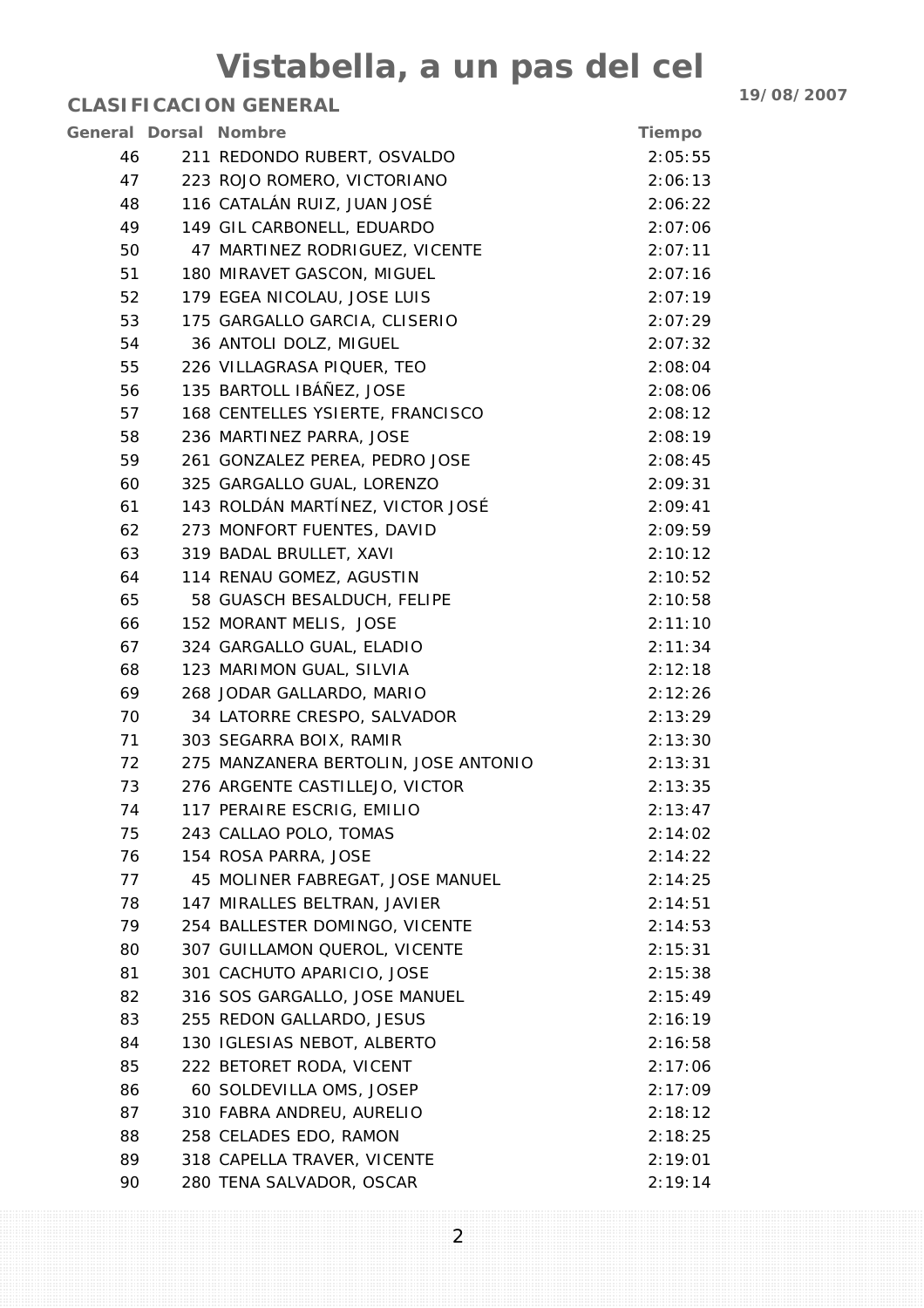# Vistabella, a un pas del cel

**19/08/2007**

## CLASIFICACION GENERAL

| General | Dorsal | Nombre | Tiempo |
|---|---|---|---|
| 46 | 211 | REDONDO RUBERT, OSVALDO | 2:05:55 |
| 47 | 223 | ROJO ROMERO, VICTORIANO | 2:06:13 |
| 48 | 116 | CATALÁN RUIZ, JUAN JOSÉ | 2:06:22 |
| 49 | 149 | GIL CARBONELL, EDUARDO | 2:07:06 |
| 50 | 47 | MARTINEZ RODRIGUEZ, VICENTE | 2:07:11 |
| 51 | 180 | MIRAVET GASCON, MIGUEL | 2:07:16 |
| 52 | 179 | EGEA NICOLAU, JOSE LUIS | 2:07:19 |
| 53 | 175 | GARGALLO GARCIA, CLISERIO | 2:07:29 |
| 54 | 36 | ANTOLI DOLZ, MIGUEL | 2:07:32 |
| 55 | 226 | VILLAGRASA PIQUER, TEO | 2:08:04 |
| 56 | 135 | BARTOLL IBÁÑEZ, JOSE | 2:08:06 |
| 57 | 168 | CENTELLES YSIERTE, FRANCISCO | 2:08:12 |
| 58 | 236 | MARTINEZ PARRA, JOSE | 2:08:19 |
| 59 | 261 | GONZALEZ PEREA, PEDRO JOSE | 2:08:45 |
| 60 | 325 | GARGALLO GUAL, LORENZO | 2:09:31 |
| 61 | 143 | ROLDÁN MARTÍNEZ, VICTOR JOSÉ | 2:09:41 |
| 62 | 273 | MONFORT FUENTES, DAVID | 2:09:59 |
| 63 | 319 | BADAL BRULLET, XAVI | 2:10:12 |
| 64 | 114 | RENAU GOMEZ, AGUSTIN | 2:10:52 |
| 65 | 58 | GUASCH BESALDUCH, FELIPE | 2:10:58 |
| 66 | 152 | MORANT MELIS, JOSE | 2:11:10 |
| 67 | 324 | GARGALLO GUAL, ELADIO | 2:11:34 |
| 68 | 123 | MARIMON GUAL, SILVIA | 2:12:18 |
| 69 | 268 | JODAR GALLARDO, MARIO | 2:12:26 |
| 70 | 34 | LATORRE CRESPO, SALVADOR | 2:13:29 |
| 71 | 303 | SEGARRA BOIX, RAMIR | 2:13:30 |
| 72 | 275 | MANZANERA BERTOLIN, JOSE ANTONIO | 2:13:31 |
| 73 | 276 | ARGENTE CASTILLEJO, VICTOR | 2:13:35 |
| 74 | 117 | PERAIRE ESCRIG, EMILIO | 2:13:47 |
| 75 | 243 | CALLAO POLO, TOMAS | 2:14:02 |
| 76 | 154 | ROSA PARRA, JOSE | 2:14:22 |
| 77 | 45 | MOLINER FABREGAT, JOSE MANUEL | 2:14:25 |
| 78 | 147 | MIRALLES BELTRAN, JAVIER | 2:14:51 |
| 79 | 254 | BALLESTER DOMINGO, VICENTE | 2:14:53 |
| 80 | 307 | GUILLAMON QUEROL, VICENTE | 2:15:31 |
| 81 | 301 | CACHUTO APARICIO, JOSE | 2:15:38 |
| 82 | 316 | SOS GARGALLO, JOSE MANUEL | 2:15:49 |
| 83 | 255 | REDON GALLARDO, JESUS | 2:16:19 |
| 84 | 130 | IGLESIAS NEBOT, ALBERTO | 2:16:58 |
| 85 | 222 | BETORET RODA, VICENT | 2:17:06 |
| 86 | 60 | SOLDEVILLA OMS, JOSEP | 2:17:09 |
| 87 | 310 | FABRA ANDREU, AURELIO | 2:18:12 |
| 88 | 258 | CELADES EDO, RAMON | 2:18:25 |
| 89 | 318 | CAPELLA TRAVER, VICENTE | 2:19:01 |
| 90 | 280 | TENA SALVADOR, OSCAR | 2:19:14 |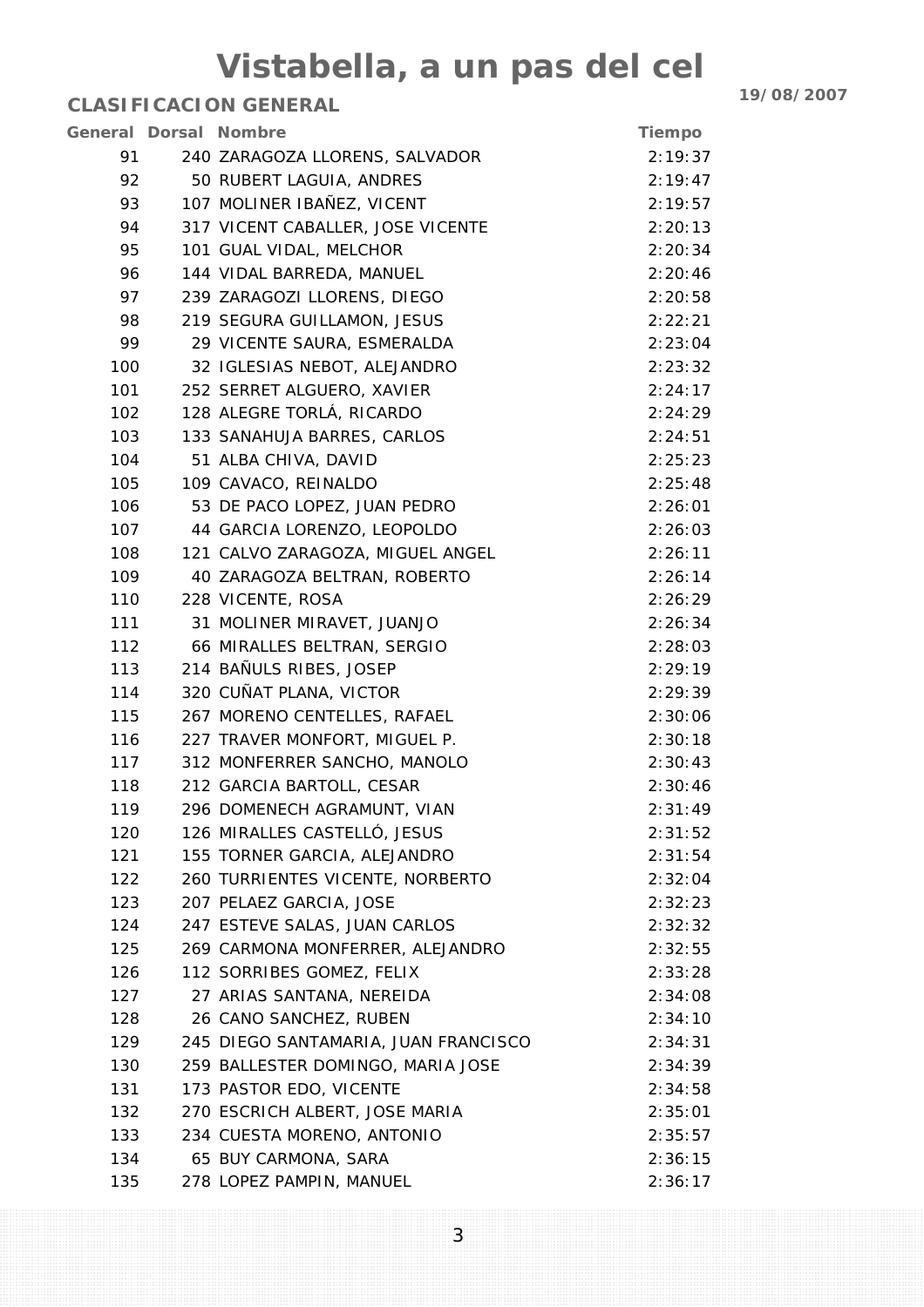# Vistabella, a un pas del cel

## CLASIFICACION GENERAL

19/08/2007

| General | Dorsal | Nombre | Tiempo |
|---|---|---|---|
| 91 | 240 | ZARAGOZA LLORENS, SALVADOR | 2:19:37 |
| 92 | 50 | RUBERT LAGUIA, ANDRES | 2:19:47 |
| 93 | 107 | MOLINER IBAÑEZ, VICENT | 2:19:57 |
| 94 | 317 | VICENT CABALLER, JOSE VICENTE | 2:20:13 |
| 95 | 101 | GUAL VIDAL, MELCHOR | 2:20:34 |
| 96 | 144 | VIDAL BARREDA, MANUEL | 2:20:46 |
| 97 | 239 | ZARAGOZI LLORENS, DIEGO | 2:20:58 |
| 98 | 219 | SEGURA GUILLAMON, JESUS | 2:22:21 |
| 99 | 29 | VICENTE SAURA, ESMERALDA | 2:23:04 |
| 100 | 32 | IGLESIAS NEBOT, ALEJANDRO | 2:23:32 |
| 101 | 252 | SERRET ALGUERO, XAVIER | 2:24:17 |
| 102 | 128 | ALEGRE TORLÁ, RICARDO | 2:24:29 |
| 103 | 133 | SANAHUJA BARRES, CARLOS | 2:24:51 |
| 104 | 51 | ALBA CHIVA, DAVID | 2:25:23 |
| 105 | 109 | CAVACO, REINALDO | 2:25:48 |
| 106 | 53 | DE PACO LOPEZ, JUAN PEDRO | 2:26:01 |
| 107 | 44 | GARCIA LORENZO, LEOPOLDO | 2:26:03 |
| 108 | 121 | CALVO ZARAGOZA, MIGUEL ANGEL | 2:26:11 |
| 109 | 40 | ZARAGOZA BELTRAN, ROBERTO | 2:26:14 |
| 110 | 228 | VICENTE, ROSA | 2:26:29 |
| 111 | 31 | MOLINER MIRAVET, JUANJO | 2:26:34 |
| 112 | 66 | MIRALLES BELTRAN, SERGIO | 2:28:03 |
| 113 | 214 | BAÑULS RIBES, JOSEP | 2:29:19 |
| 114 | 320 | CUÑAT PLANA, VICTOR | 2:29:39 |
| 115 | 267 | MORENO CENTELLES, RAFAEL | 2:30:06 |
| 116 | 227 | TRAVER MONFORT, MIGUEL P. | 2:30:18 |
| 117 | 312 | MONFERRER SANCHO, MANOLO | 2:30:43 |
| 118 | 212 | GARCIA BARTOLL, CESAR | 2:30:46 |
| 119 | 296 | DOMENECH AGRAMUNT, VIAN | 2:31:49 |
| 120 | 126 | MIRALLES CASTELLÓ, JESUS | 2:31:52 |
| 121 | 155 | TORNER GARCIA, ALEJANDRO | 2:31:54 |
| 122 | 260 | TURRIENTES VICENTE, NORBERTO | 2:32:04 |
| 123 | 207 | PELAEZ GARCIA, JOSE | 2:32:23 |
| 124 | 247 | ESTEVE SALAS, JUAN CARLOS | 2:32:32 |
| 125 | 269 | CARMONA MONFERRER, ALEJANDRO | 2:32:55 |
| 126 | 112 | SORRIBES GOMEZ, FELIX | 2:33:28 |
| 127 | 27 | ARIAS SANTANA, NEREIDA | 2:34:08 |
| 128 | 26 | CANO SANCHEZ, RUBEN | 2:34:10 |
| 129 | 245 | DIEGO SANTAMARIA, JUAN FRANCISCO | 2:34:31 |
| 130 | 259 | BALLESTER DOMINGO, MARIA JOSE | 2:34:39 |
| 131 | 173 | PASTOR EDO, VICENTE | 2:34:58 |
| 132 | 270 | ESCRICH ALBERT, JOSE MARIA | 2:35:01 |
| 133 | 234 | CUESTA MORENO, ANTONIO | 2:35:57 |
| 134 | 65 | BUY CARMONA, SARA | 2:36:15 |
| 135 | 278 | LOPEZ PAMPIN, MANUEL | 2:36:17 |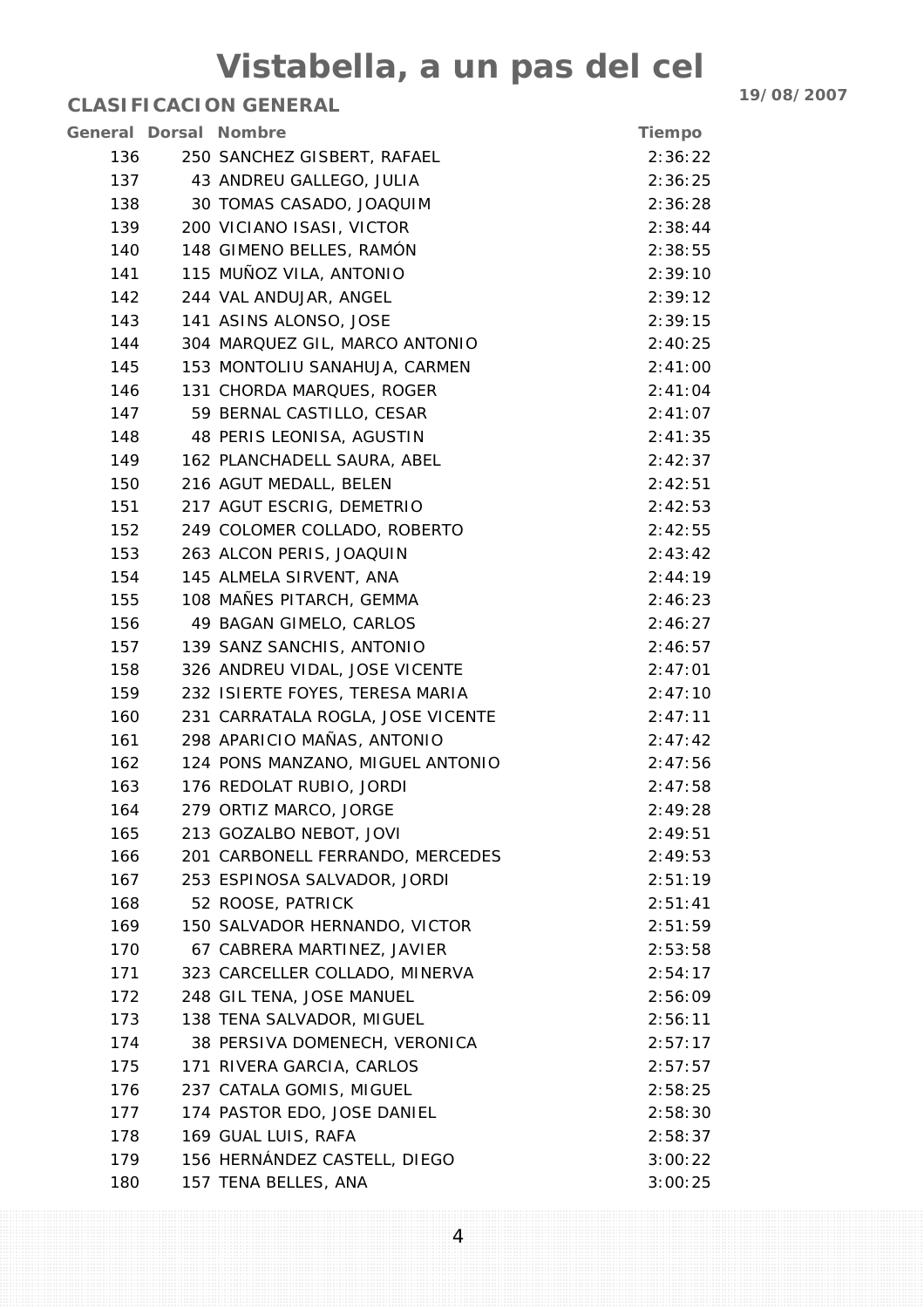# Vistabella, a un pas del cel

**CLASIFICACION GENERAL**

**19/08/2007**

| General | Dorsal | Nombre | Tiempo |
|---|---|---|---|
| 136 | 250 | SANCHEZ GISBERT, RAFAEL | 2:36:22 |
| 137 | 43 | ANDREU GALLEGO, JULIA | 2:36:25 |
| 138 | 30 | TOMAS CASADO, JOAQUIM | 2:36:28 |
| 139 | 200 | VICIANO ISASI, VICTOR | 2:38:44 |
| 140 | 148 | GIMENO BELLES, RAMÓN | 2:38:55 |
| 141 | 115 | MUÑOZ VILA, ANTONIO | 2:39:10 |
| 142 | 244 | VAL ANDUJAR, ANGEL | 2:39:12 |
| 143 | 141 | ASINS ALONSO, JOSE | 2:39:15 |
| 144 | 304 | MARQUEZ GIL, MARCO ANTONIO | 2:40:25 |
| 145 | 153 | MONTOLIU SANAHUJA, CARMEN | 2:41:00 |
| 146 | 131 | CHORDA MARQUES, ROGER | 2:41:04 |
| 147 | 59 | BERNAL CASTILLO, CESAR | 2:41:07 |
| 148 | 48 | PERIS LEONISA, AGUSTIN | 2:41:35 |
| 149 | 162 | PLANCHADELL SAURA, ABEL | 2:42:37 |
| 150 | 216 | AGUT MEDALL, BELEN | 2:42:51 |
| 151 | 217 | AGUT ESCRIG, DEMETRIO | 2:42:53 |
| 152 | 249 | COLOMER COLLADO, ROBERTO | 2:42:55 |
| 153 | 263 | ALCON PERIS, JOAQUIN | 2:43:42 |
| 154 | 145 | ALMELA SIRVENT, ANA | 2:44:19 |
| 155 | 108 | MAÑES PITARCH, GEMMA | 2:46:23 |
| 156 | 49 | BAGAN GIMELO, CARLOS | 2:46:27 |
| 157 | 139 | SANZ SANCHIS, ANTONIO | 2:46:57 |
| 158 | 326 | ANDREU VIDAL, JOSE VICENTE | 2:47:01 |
| 159 | 232 | ISIERTE FOYES, TERESA MARIA | 2:47:10 |
| 160 | 231 | CARRATALA ROGLA, JOSE VICENTE | 2:47:11 |
| 161 | 298 | APARICIO MAÑAS, ANTONIO | 2:47:42 |
| 162 | 124 | PONS MANZANO, MIGUEL ANTONIO | 2:47:56 |
| 163 | 176 | REDOLAT RUBIO, JORDI | 2:47:58 |
| 164 | 279 | ORTIZ MARCO, JORGE | 2:49:28 |
| 165 | 213 | GOZALBO NEBOT, JOVI | 2:49:51 |
| 166 | 201 | CARBONELL FERRANDO, MERCEDES | 2:49:53 |
| 167 | 253 | ESPINOSA SALVADOR, JORDI | 2:51:19 |
| 168 | 52 | ROOSE, PATRICK | 2:51:41 |
| 169 | 150 | SALVADOR HERNANDO, VICTOR | 2:51:59 |
| 170 | 67 | CABRERA MARTINEZ, JAVIER | 2:53:58 |
| 171 | 323 | CARCELLER COLLADO, MINERVA | 2:54:17 |
| 172 | 248 | GIL TENA, JOSE MANUEL | 2:56:09 |
| 173 | 138 | TENA SALVADOR, MIGUEL | 2:56:11 |
| 174 | 38 | PERSIVA DOMENECH, VERONICA | 2:57:17 |
| 175 | 171 | RIVERA GARCIA, CARLOS | 2:57:57 |
| 176 | 237 | CATALA GOMIS, MIGUEL | 2:58:25 |
| 177 | 174 | PASTOR EDO, JOSE DANIEL | 2:58:30 |
| 178 | 169 | GUAL LUIS, RAFA | 2:58:37 |
| 179 | 156 | HERNÁNDEZ CASTELL, DIEGO | 3:00:22 |
| 180 | 157 | TENA BELLES, ANA | 3:00:25 |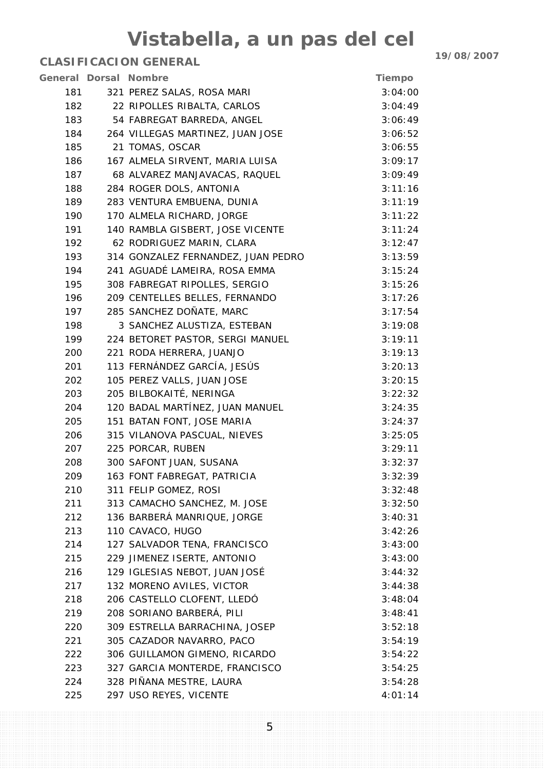# Vistabella, a un pas del cel

**19/08/2007**

## CLASIFICACION GENERAL

| General | Dorsal | Nombre | Tiempo |
|---|---|---|---|
| 181 | 321 | PEREZ SALAS, ROSA MARI | 3:04:00 |
| 182 | 22 | RIPOLLES RIBALTA, CARLOS | 3:04:49 |
| 183 | 54 | FABREGAT BARREDA, ANGEL | 3:06:49 |
| 184 | 264 | VILLEGAS MARTINEZ, JUAN JOSE | 3:06:52 |
| 185 | 21 | TOMAS, OSCAR | 3:06:55 |
| 186 | 167 | ALMELA SIRVENT, MARIA LUISA | 3:09:17 |
| 187 | 68 | ALVAREZ MANJAVACAS, RAQUEL | 3:09:49 |
| 188 | 284 | ROGER DOLS, ANTONIA | 3:11:16 |
| 189 | 283 | VENTURA EMBUENA, DUNIA | 3:11:19 |
| 190 | 170 | ALMELA RICHARD, JORGE | 3:11:22 |
| 191 | 140 | RAMBLA GISBERT, JOSE VICENTE | 3:11:24 |
| 192 | 62 | RODRIGUEZ MARIN, CLARA | 3:12:47 |
| 193 | 314 | GONZALEZ FERNANDEZ, JUAN PEDRO | 3:13:59 |
| 194 | 241 | AGUADÉ LAMEIRA, ROSA EMMA | 3:15:24 |
| 195 | 308 | FABREGAT RIPOLLES, SERGIO | 3:15:26 |
| 196 | 209 | CENTELLES BELLES, FERNANDO | 3:17:26 |
| 197 | 285 | SANCHEZ DOÑATE, MARC | 3:17:54 |
| 198 | 3 | SANCHEZ ALUSTIZA, ESTEBAN | 3:19:08 |
| 199 | 224 | BETORET PASTOR, SERGI MANUEL | 3:19:11 |
| 200 | 221 | RODA HERRERA, JUANJO | 3:19:13 |
| 201 | 113 | FERNÁNDEZ GARCÍA, JESÚS | 3:20:13 |
| 202 | 105 | PEREZ VALLS, JUAN JOSE | 3:20:15 |
| 203 | 205 | BILBOKAITÉ, NERINGA | 3:22:32 |
| 204 | 120 | BADAL MARTÍNEZ, JUAN MANUEL | 3:24:35 |
| 205 | 151 | BATAN FONT, JOSE MARIA | 3:24:37 |
| 206 | 315 | VILANOVA PASCUAL, NIEVES | 3:25:05 |
| 207 | 225 | PORCAR, RUBEN | 3:29:11 |
| 208 | 300 | SAFONT JUAN, SUSANA | 3:32:37 |
| 209 | 163 | FONT FABREGAT, PATRICIA | 3:32:39 |
| 210 | 311 | FELIP GOMEZ, ROSI | 3:32:48 |
| 211 | 313 | CAMACHO SANCHEZ, M. JOSE | 3:32:50 |
| 212 | 136 | BARBERÁ MANRIQUE, JORGE | 3:40:31 |
| 213 | 110 | CAVACO, HUGO | 3:42:26 |
| 214 | 127 | SALVADOR TENA, FRANCISCO | 3:43:00 |
| 215 | 229 | JIMENEZ ISERTE, ANTONIO | 3:43:00 |
| 216 | 129 | IGLESIAS NEBOT, JUAN JOSÉ | 3:44:32 |
| 217 | 132 | MORENO AVILES, VICTOR | 3:44:38 |
| 218 | 206 | CASTELLO CLOFENT, LLEDÓ | 3:48:04 |
| 219 | 208 | SORIANO BARBERÁ, PILI | 3:48:41 |
| 220 | 309 | ESTRELLA BARRACHINA, JOSEP | 3:52:18 |
| 221 | 305 | CAZADOR NAVARRO, PACO | 3:54:19 |
| 222 | 306 | GUILLAMON GIMENO, RICARDO | 3:54:22 |
| 223 | 327 | GARCIA MONTERDE, FRANCISCO | 3:54:25 |
| 224 | 328 | PIÑANA MESTRE, LAURA | 3:54:28 |
| 225 | 297 | USO REYES, VICENTE | 4:01:14 |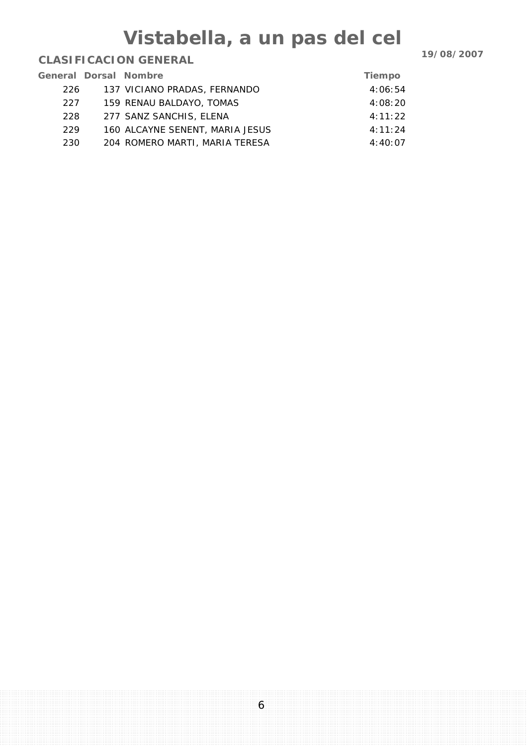# Vistabella, a un pas del cel

**19/08/2007**

## CLASIFICACION GENERAL

| General | Dorsal | Nombre | Tiempo |
|---|---|---|---|
| 226 | 137 | VICIANO PRADAS, FERNANDO | 4:06:54 |
| 227 | 159 | RENAU BALDAYO, TOMAS | 4:08:20 |
| 228 | 277 | SANZ SANCHIS, ELENA | 4:11:22 |
| 229 | 160 | ALCAYNE SENENT, MARIA JESUS | 4:11:24 |
| 230 | 204 | ROMERO MARTI, MARIA TERESA | 4:40:07 |